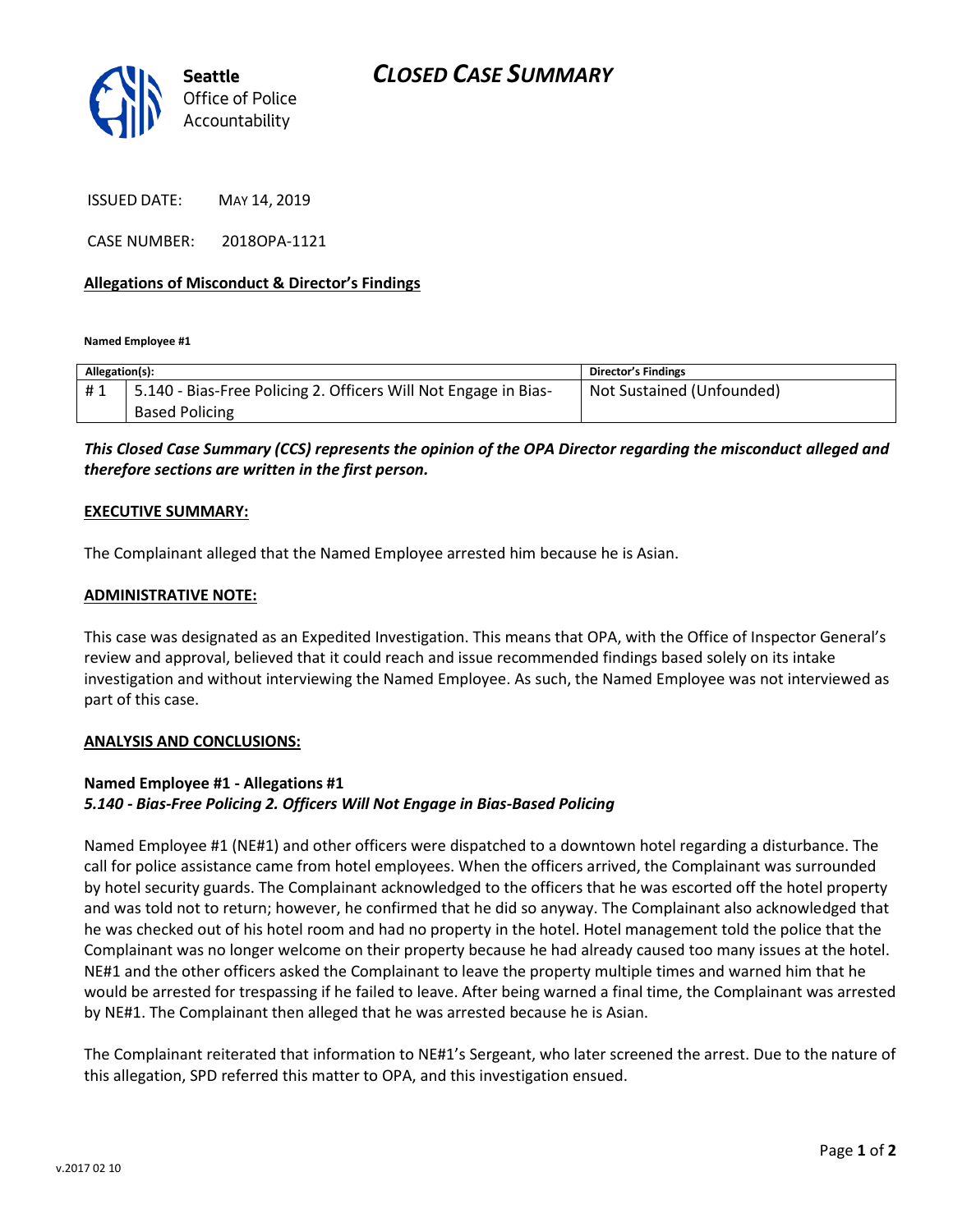Seattle Office of Police Accountability

# CLOSED CASE SUMMARY

ISSUED DATE: MAY 14, 2019

CASE NUMBER: 2018OPA-1121

**Allegations of Misconduct & Director's Findings**

**Named Employee #1**

| Allegation(s): | | Director's Findings |
|---|---|---|
| # 1 | 5.140 - Bias-Free Policing 2. Officers Will Not Engage in Bias-Based Policing | Not Sustained (Unfounded) |

***This Closed Case Summary (CCS) represents the opinion of the OPA Director regarding the misconduct alleged and therefore sections are written in the first person.***

**EXECUTIVE SUMMARY:**

The Complainant alleged that the Named Employee arrested him because he is Asian.

**ADMINISTRATIVE NOTE:**

This case was designated as an Expedited Investigation. This means that OPA, with the Office of Inspector General's review and approval, believed that it could reach and issue recommended findings based solely on its intake investigation and without interviewing the Named Employee. As such, the Named Employee was not interviewed as part of this case.

**ANALYSIS AND CONCLUSIONS:**

**Named Employee #1 - Allegations #1**
***5.140 - Bias-Free Policing 2. Officers Will Not Engage in Bias-Based Policing***

Named Employee #1 (NE#1) and other officers were dispatched to a downtown hotel regarding a disturbance. The call for police assistance came from hotel employees. When the officers arrived, the Complainant was surrounded by hotel security guards. The Complainant acknowledged to the officers that he was escorted off the hotel property and was told not to return; however, he confirmed that he did so anyway. The Complainant also acknowledged that he was checked out of his hotel room and had no property in the hotel. Hotel management told the police that the Complainant was no longer welcome on their property because he had already caused too many issues at the hotel. NE#1 and the other officers asked the Complainant to leave the property multiple times and warned him that he would be arrested for trespassing if he failed to leave. After being warned a final time, the Complainant was arrested by NE#1. The Complainant then alleged that he was arrested because he is Asian.

The Complainant reiterated that information to NE#1's Sergeant, who later screened the arrest. Due to the nature of this allegation, SPD referred this matter to OPA, and this investigation ensued.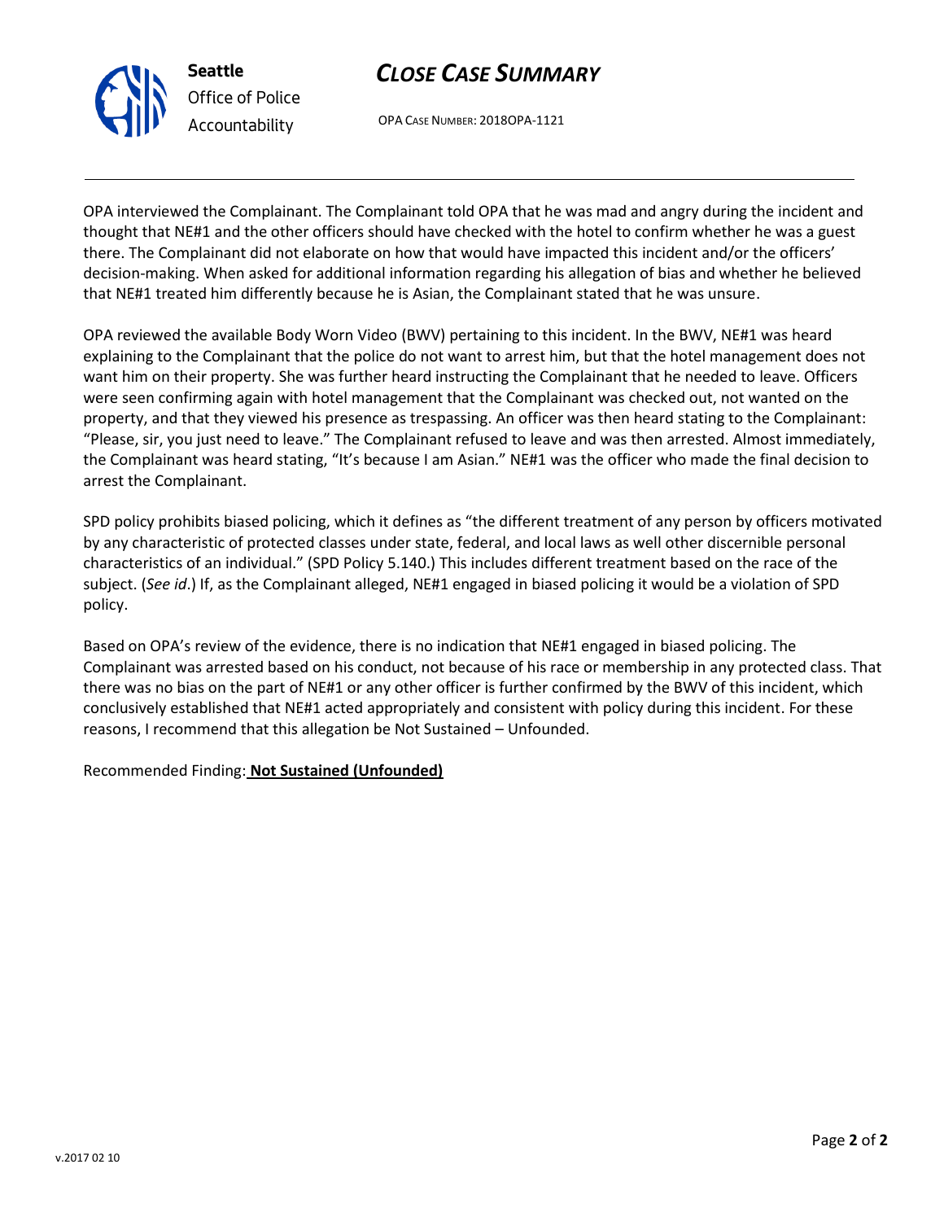OPA interviewed the Complainant. The Complainant told OPA that he was mad and angry during the incident and thought that NE#1 and the other officers should have checked with the hotel to confirm whether he was a guest there. The Complainant did not elaborate on how that would have impacted this incident and/or the officers' decision-making. When asked for additional information regarding his allegation of bias and whether he believed that NE#1 treated him differently because he is Asian, the Complainant stated that he was unsure.

OPA reviewed the available Body Worn Video (BWV) pertaining to this incident. In the BWV, NE#1 was heard explaining to the Complainant that the police do not want to arrest him, but that the hotel management does not want him on their property. She was further heard instructing the Complainant that he needed to leave. Officers were seen confirming again with hotel management that the Complainant was checked out, not wanted on the property, and that they viewed his presence as trespassing. An officer was then heard stating to the Complainant: "Please, sir, you just need to leave." The Complainant refused to leave and was then arrested. Almost immediately, the Complainant was heard stating, "It's because I am Asian." NE#1 was the officer who made the final decision to arrest the Complainant.

SPD policy prohibits biased policing, which it defines as "the different treatment of any person by officers motivated by any characteristic of protected classes under state, federal, and local laws as well other discernible personal characteristics of an individual." (SPD Policy 5.140.) This includes different treatment based on the race of the subject. (*See id*.) If, as the Complainant alleged, NE#1 engaged in biased policing it would be a violation of SPD policy.

Based on OPA's review of the evidence, there is no indication that NE#1 engaged in biased policing. The Complainant was arrested based on his conduct, not because of his race or membership in any protected class. That there was no bias on the part of NE#1 or any other officer is further confirmed by the BWV of this incident, which conclusively established that NE#1 acted appropriately and consistent with policy during this incident. For these reasons, I recommend that this allegation be Not Sustained – Unfounded.

Recommended Finding: **Not Sustained (Unfounded)**